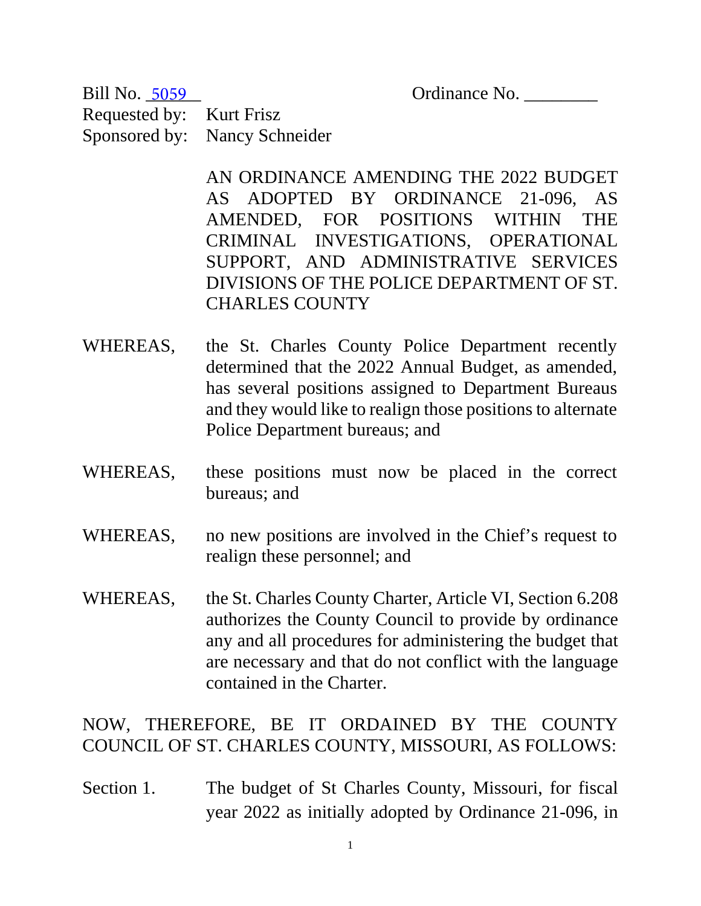Bill No. 5059 Ordinance No. ________

Requested by: Kurt Frisz
Sponsored by: Nancy Schneider

AN ORDINANCE AMENDING THE 2022 BUDGET AS ADOPTED BY ORDINANCE 21-096, AS AMENDED, FOR POSITIONS WITHIN THE CRIMINAL INVESTIGATIONS, OPERATIONAL SUPPORT, AND ADMINISTRATIVE SERVICES DIVISIONS OF THE POLICE DEPARTMENT OF ST. CHARLES COUNTY

WHEREAS, the St. Charles County Police Department recently determined that the 2022 Annual Budget, as amended, has several positions assigned to Department Bureaus and they would like to realign those positions to alternate Police Department bureaus; and

WHEREAS, these positions must now be placed in the correct bureaus; and

WHEREAS, no new positions are involved in the Chief's request to realign these personnel; and

WHEREAS, the St. Charles County Charter, Article VI, Section 6.208 authorizes the County Council to provide by ordinance any and all procedures for administering the budget that are necessary and that do not conflict with the language contained in the Charter.

NOW, THEREFORE, BE IT ORDAINED BY THE COUNTY COUNCIL OF ST. CHARLES COUNTY, MISSOURI, AS FOLLOWS:

Section 1. The budget of St Charles County, Missouri, for fiscal year 2022 as initially adopted by Ordinance 21-096, in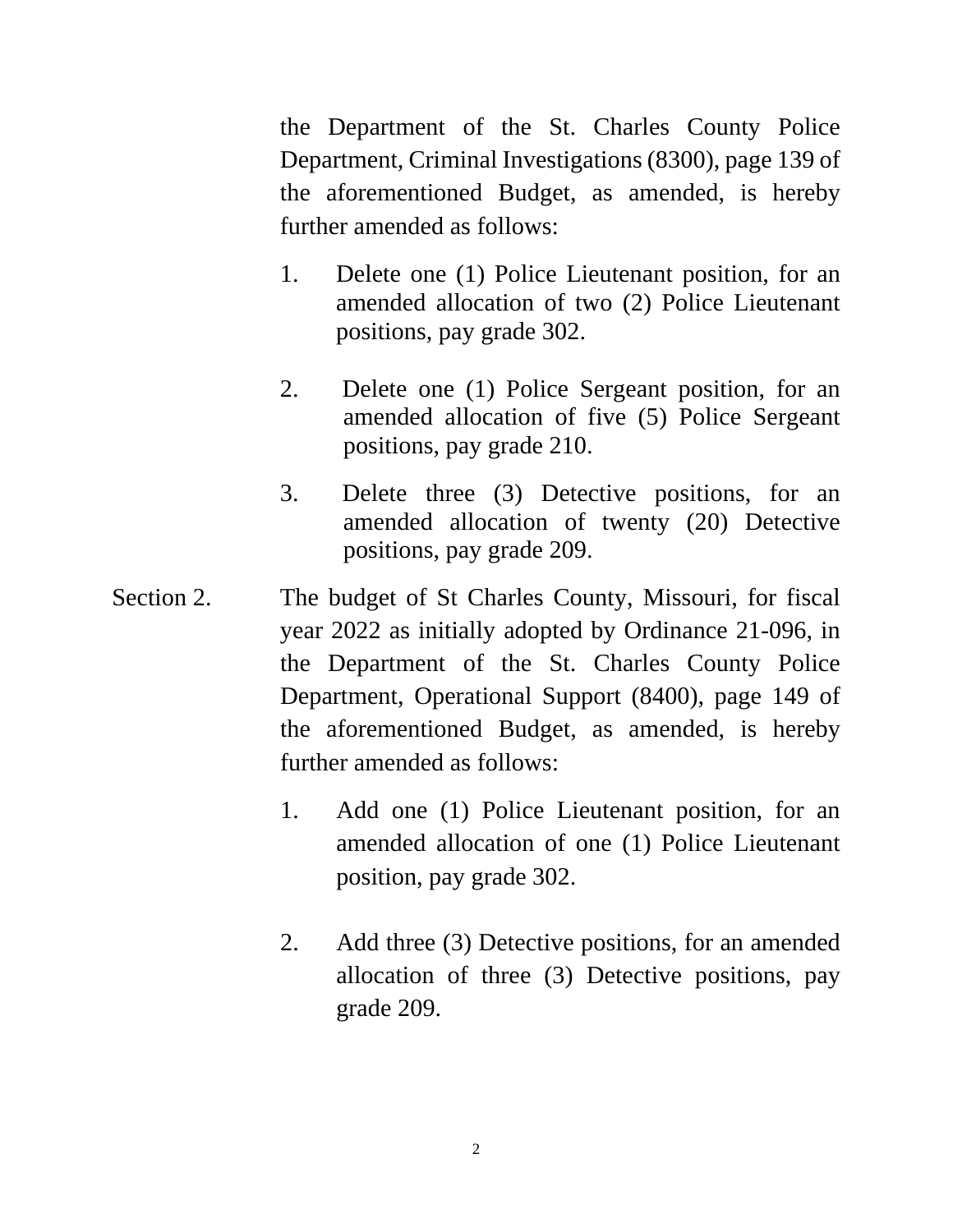the Department of the St. Charles County Police Department, Criminal Investigations (8300), page 139 of the aforementioned Budget, as amended, is hereby further amended as follows:

1. Delete one (1) Police Lieutenant position, for an amended allocation of two (2) Police Lieutenant positions, pay grade 302.

2. Delete one (1) Police Sergeant position, for an amended allocation of five (5) Police Sergeant positions, pay grade 210.

3. Delete three (3) Detective positions, for an amended allocation of twenty (20) Detective positions, pay grade 209.

Section 2. The budget of St Charles County, Missouri, for fiscal year 2022 as initially adopted by Ordinance 21-096, in the Department of the St. Charles County Police Department, Operational Support (8400), page 149 of the aforementioned Budget, as amended, is hereby further amended as follows:

1. Add one (1) Police Lieutenant position, for an amended allocation of one (1) Police Lieutenant position, pay grade 302.

2. Add three (3) Detective positions, for an amended allocation of three (3) Detective positions, pay grade 209.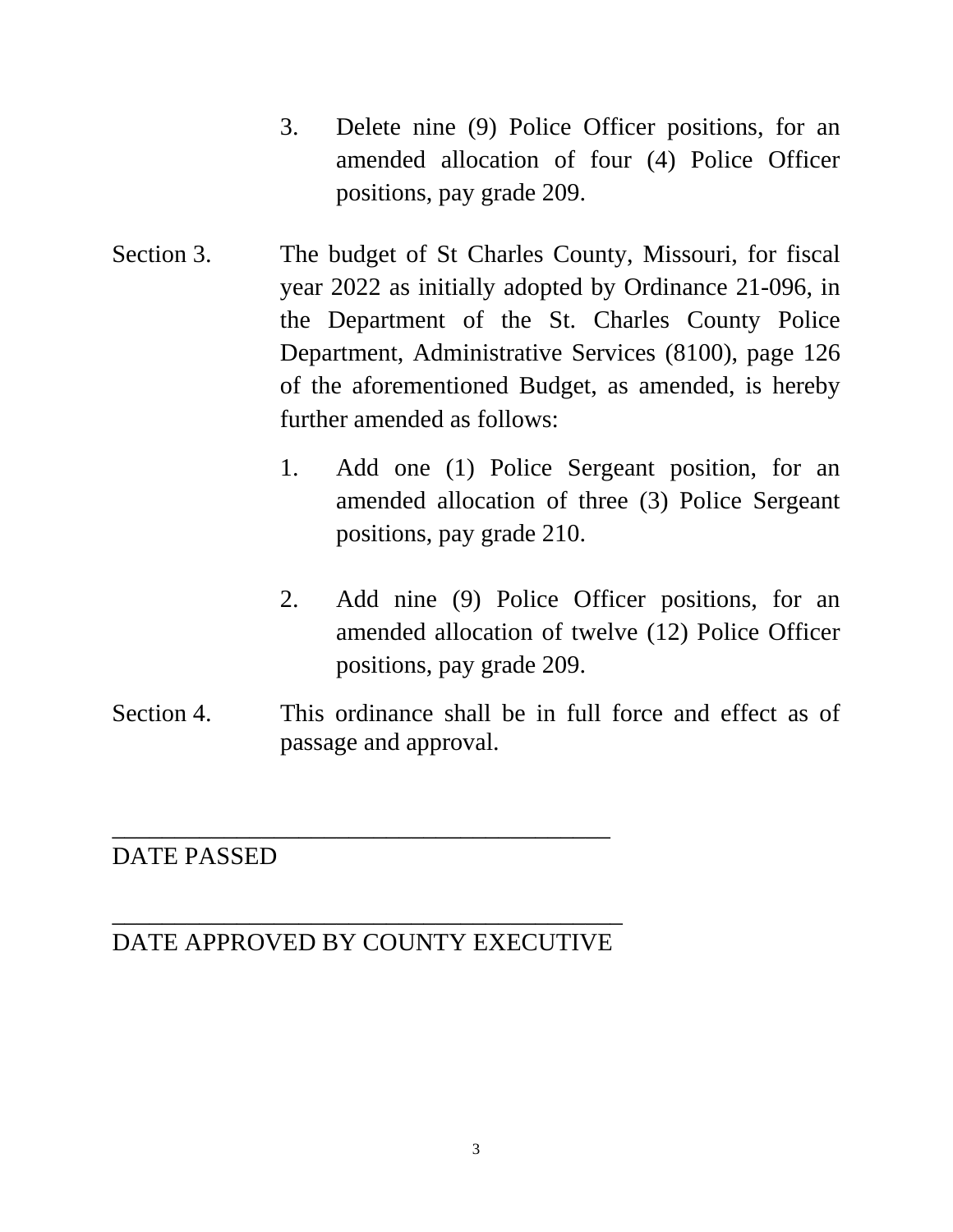3. Delete nine (9) Police Officer positions, for an amended allocation of four (4) Police Officer positions, pay grade 209.

Section 3. The budget of St Charles County, Missouri, for fiscal year 2022 as initially adopted by Ordinance 21-096, in the Department of the St. Charles County Police Department, Administrative Services (8100), page 126 of the aforementioned Budget, as amended, is hereby further amended as follows:

1. Add one (1) Police Sergeant position, for an amended allocation of three (3) Police Sergeant positions, pay grade 210.

2. Add nine (9) Police Officer positions, for an amended allocation of twelve (12) Police Officer positions, pay grade 209.

Section 4. This ordinance shall be in full force and effect as of passage and approval.

\_\_\_\_\_\_\_\_\_\_\_\_\_\_\_\_\_\_\_\_\_\_\_\_\_\_\_\_\_\_\_\_\_\_\_\_\_\_\_\_

DATE PASSED

\_\_\_\_\_\_\_\_\_\_\_\_\_\_\_\_\_\_\_\_\_\_\_\_\_\_\_\_\_\_\_\_\_\_\_\_\_\_\_\_

DATE APPROVED BY COUNTY EXECUTIVE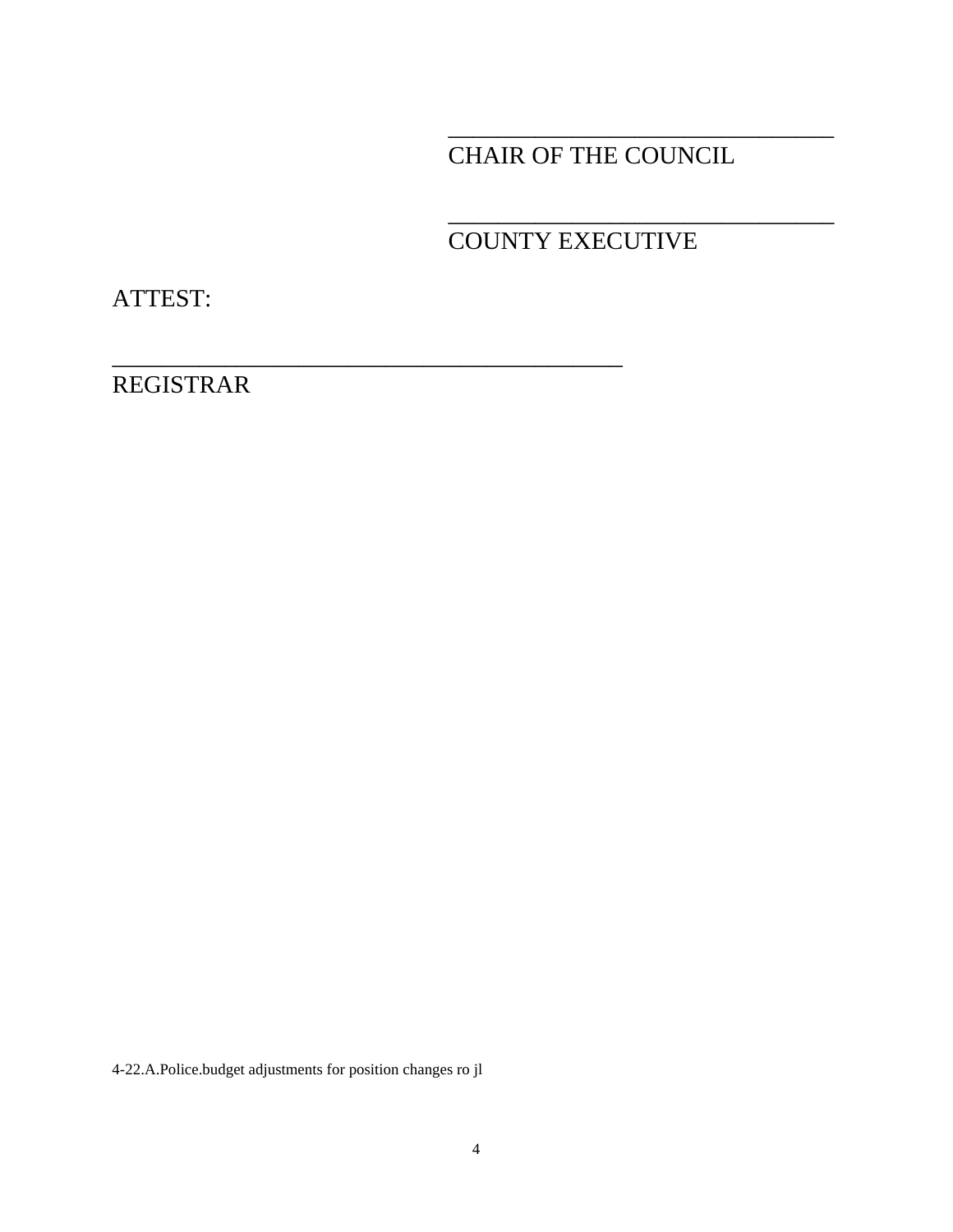\_\_\_\_\_\_\_\_\_\_\_\_\_\_\_\_\_\_\_\_\_\_\_\_\_\_\_\_\_\_\_\_
CHAIR OF THE COUNCIL

\_\_\_\_\_\_\_\_\_\_\_\_\_\_\_\_\_\_\_\_\_\_\_\_\_\_\_\_\_\_\_\_
COUNTY EXECUTIVE

ATTEST:

\_\_\_\_\_\_\_\_\_\_\_\_\_\_\_\_\_\_\_\_\_\_\_\_\_\_\_\_\_\_\_\_\_\_\_\_\_\_\_\_\_\_
REGISTRAR

4-22.A.Police.budget adjustments for position changes ro jl